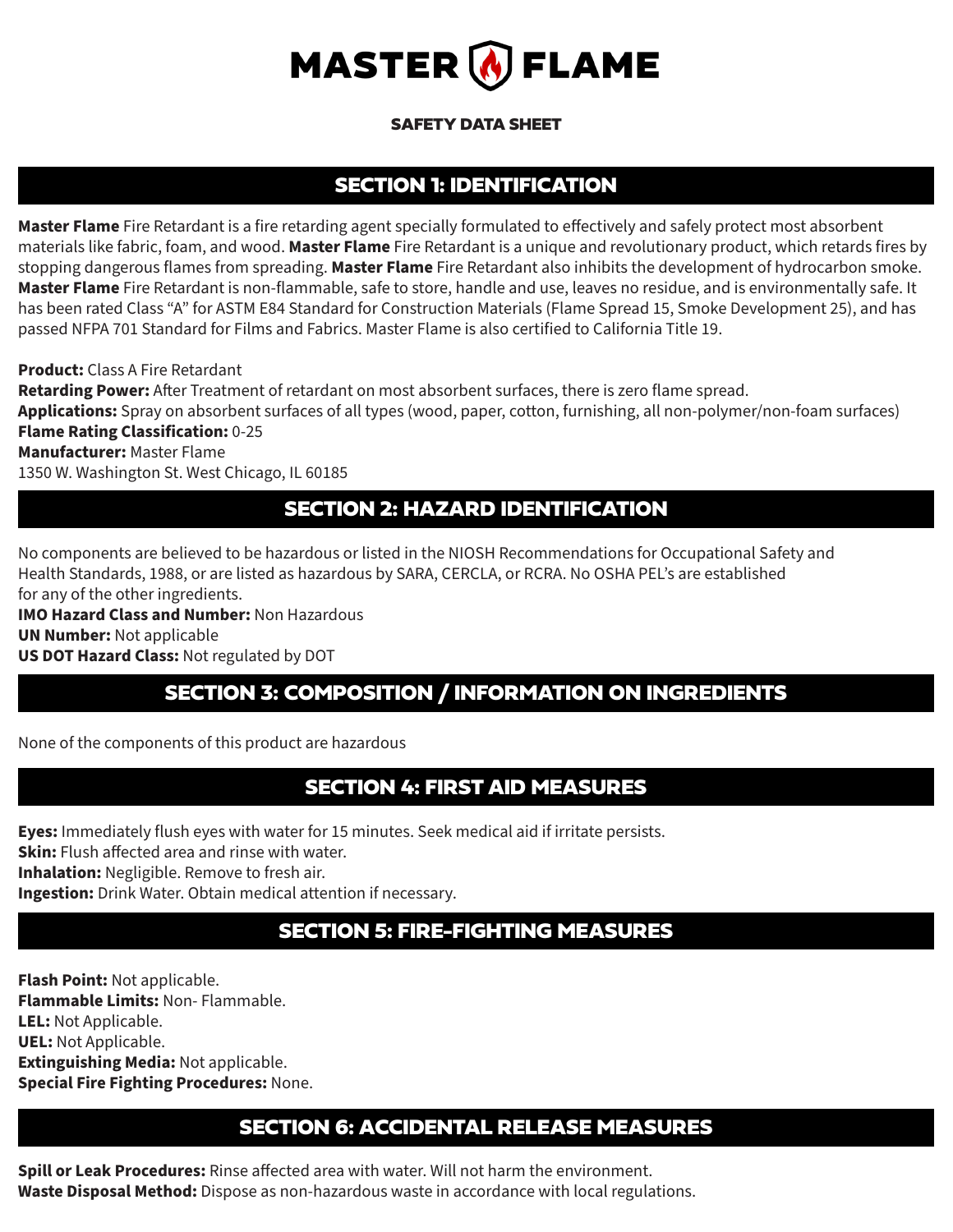# MASTER FLAME

**SAFETY DATA SHEET**

## SECTION 1: IDENTIFICATION

**Master Flame** Fire Retardant is a fire retarding agent specially formulated to effectively and safely protect most absorbent materials like fabric, foam, and wood. **Master Flame** Fire Retardant is a unique and revolutionary product, which retards fires by stopping dangerous flames from spreading. **Master Flame** Fire Retardant also inhibits the development of hydrocarbon smoke. **Master Flame** Fire Retardant is non-flammable, safe to store, handle and use, leaves no residue, and is environmentally safe. It has been rated Class "A" for ASTM E84 Standard for Construction Materials (Flame Spread 15, Smoke Development 25), and has passed NFPA 701 Standard for Films and Fabrics. Master Flame is also certified to California Title 19.

**Product:** Class A Fire Retardant
**Retarding Power:** After Treatment of retardant on most absorbent surfaces, there is zero flame spread.
**Applications:** Spray on absorbent surfaces of all types (wood, paper, cotton, furnishing, all non-polymer/non-foam surfaces)
**Flame Rating Classification:** 0-25
**Manufacturer:** Master Flame
1350 W. Washington St. West Chicago, IL 60185

## SECTION 2: HAZARD IDENTIFICATION

No components are believed to be hazardous or listed in the NIOSH Recommendations for Occupational Safety and Health Standards, 1988, or are listed as hazardous by SARA, CERCLA, or RCRA. No OSHA PEL's are established for any of the other ingredients.
**IMO Hazard Class and Number:** Non Hazardous
**UN Number:** Not applicable
**US DOT Hazard Class:** Not regulated by DOT

## SECTION 3: COMPOSITION / INFORMATION ON INGREDIENTS

None of the components of this product are hazardous

## SECTION 4: FIRST AID MEASURES

**Eyes:** Immediately flush eyes with water for 15 minutes. Seek medical aid if irritate persists.
**Skin:** Flush affected area and rinse with water.
**Inhalation:** Negligible. Remove to fresh air.
**Ingestion:** Drink Water. Obtain medical attention if necessary.

## SECTION 5: FIRE-FIGHTING MEASURES

**Flash Point:** Not applicable.
**Flammable Limits:** Non- Flammable.
**LEL:** Not Applicable.
**UEL:** Not Applicable.
**Extinguishing Media:** Not applicable.
**Special Fire Fighting Procedures:** None.

## SECTION 6: ACCIDENTAL RELEASE MEASURES

**Spill or Leak Procedures:** Rinse affected area with water. Will not harm the environment.
**Waste Disposal Method:** Dispose as non-hazardous waste in accordance with local regulations.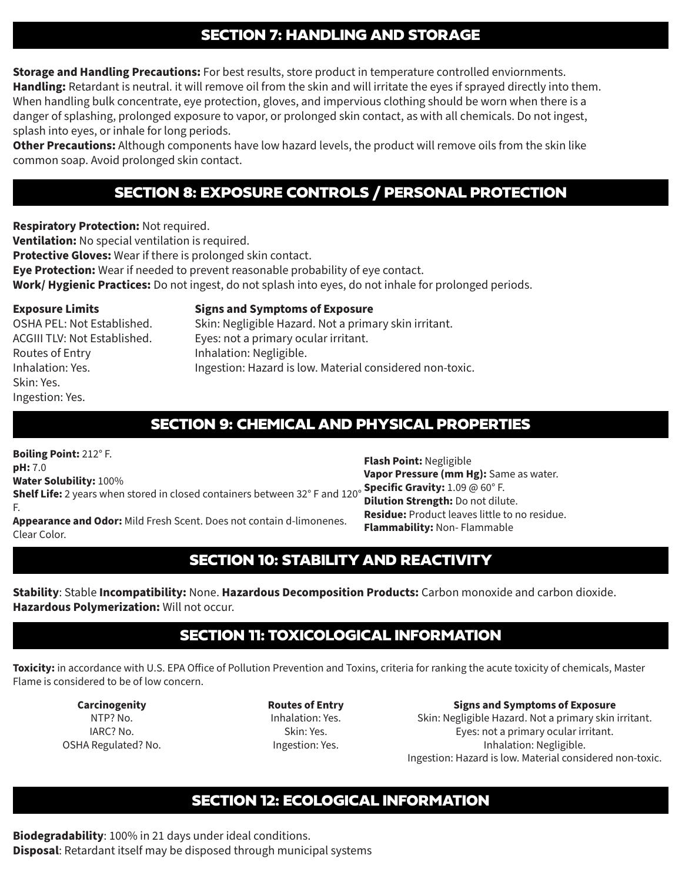## SECTION 7: HANDLING AND STORAGE

**Storage and Handling Precautions:** For best results, store product in temperature controlled enviornments.
**Handling:** Retardant is neutral. it will remove oil from the skin and will irritate the eyes if sprayed directly into them. When handling bulk concentrate, eye protection, gloves, and impervious clothing should be worn when there is a danger of splashing, prolonged exposure to vapor, or prolonged skin contact, as with all chemicals. Do not ingest, splash into eyes, or inhale for long periods.
**Other Precautions:** Although components have low hazard levels, the product will remove oils from the skin like common soap. Avoid prolonged skin contact.

## SECTION 8: EXPOSURE CONTROLS / PERSONAL PROTECTION

**Respiratory Protection:** Not required.
**Ventilation:** No special ventilation is required.
**Protective Gloves:** Wear if there is prolonged skin contact.
**Eye Protection:** Wear if needed to prevent reasonable probability of eye contact.
**Work/ Hygienic Practices:** Do not ingest, do not splash into eyes, do not inhale for prolonged periods.

**Exposure Limits**
OSHA PEL: Not Established.
ACGIII TLV: Not Established.
Routes of Entry
Inhalation: Yes.
Skin: Yes.
Ingestion: Yes.

**Signs and Symptoms of Exposure**
Skin: Negligible Hazard. Not a primary skin irritant.
Eyes: not a primary ocular irritant.
Inhalation: Negligible.
Ingestion: Hazard is low. Material considered non-toxic.

## SECTION 9: CHEMICAL AND PHYSICAL PROPERTIES

**Boiling Point:** 212° F.
**pH:** 7.0
**Water Solubility:** 100%
**Shelf Life:** 2 years when stored in closed containers between 32° F and 120° F.
**Appearance and Odor:** Mild Fresh Scent. Does not contain d-limonenes. Clear Color.

**Flash Point:** Negligible
**Vapor Pressure (mm Hg):** Same as water.
**Specific Gravity:** 1.09 @ 60° F.
**Dilution Strength:** Do not dilute.
**Residue:** Product leaves little to no residue.
**Flammability:** Non- Flammable

## SECTION 10: STABILITY AND REACTIVITY

**Stability**: Stable **Incompatibility:** None. **Hazardous Decomposition Products:** Carbon monoxide and carbon dioxide.
**Hazardous Polymerization:** Will not occur.

## SECTION 11: TOXICOLOGICAL INFORMATION

**Toxicity:** in accordance with U.S. EPA Office of Pollution Prevention and Toxins, criteria for ranking the acute toxicity of chemicals, Master Flame is considered to be of low concern.

**Carcinogenity**
NTP? No.
IARC? No.
OSHA Regulated? No.

**Routes of Entry**
Inhalation: Yes.
Skin: Yes.
Ingestion: Yes.

**Signs and Symptoms of Exposure**
Skin: Negligible Hazard. Not a primary skin irritant.
Eyes: not a primary ocular irritant.
Inhalation: Negligible.
Ingestion: Hazard is low. Material considered non-toxic.

## SECTION 12: ECOLOGICAL INFORMATION

**Biodegradability**: 100% in 21 days under ideal conditions.
**Disposal**: Retardant itself may be disposed through municipal systems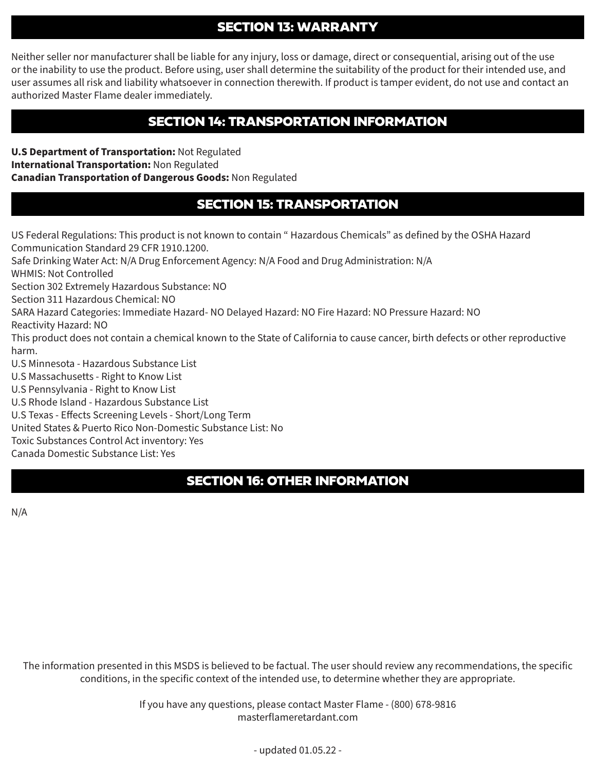## SECTION 13: WARRANTY

Neither seller nor manufacturer shall be liable for any injury, loss or damage, direct or consequential, arising out of the use or the inability to use the product. Before using, user shall determine the suitability of the product for their intended use, and user assumes all risk and liability whatsoever in connection therewith. If product is tamper evident, do not use and contact an authorized Master Flame dealer immediately.

## SECTION 14: TRANSPORTATION INFORMATION

**U.S Department of Transportation:** Not Regulated
**International Transportation:** Non Regulated
**Canadian Transportation of Dangerous Goods:** Non Regulated

## SECTION 15: TRANSPORTATION

US Federal Regulations: This product is not known to contain " Hazardous Chemicals" as defined by the OSHA Hazard Communication Standard 29 CFR 1910.1200.
Safe Drinking Water Act: N/A Drug Enforcement Agency: N/A Food and Drug Administration: N/A
WHMIS: Not Controlled
Section 302 Extremely Hazardous Substance: NO
Section 311 Hazardous Chemical: NO
SARA Hazard Categories: Immediate Hazard- NO Delayed Hazard: NO Fire Hazard: NO Pressure Hazard: NO
Reactivity Hazard: NO
This product does not contain a chemical known to the State of California to cause cancer, birth defects or other reproductive harm.
U.S Minnesota - Hazardous Substance List
U.S Massachusetts - Right to Know List
U.S Pennsylvania - Right to Know List
U.S Rhode Island - Hazardous Substance List
U.S Texas - Effects Screening Levels - Short/Long Term
United States & Puerto Rico Non-Domestic Substance List: No
Toxic Substances Control Act inventory: Yes
Canada Domestic Substance List: Yes

## SECTION 16: OTHER INFORMATION

N/A

The information presented in this MSDS is believed to be factual. The user should review any recommendations, the specific conditions, in the specific context of the intended use, to determine whether they are appropriate.

If you have any questions, please contact Master Flame - (800) 678-9816
masterflameretardant.com

- updated 01.05.22 -